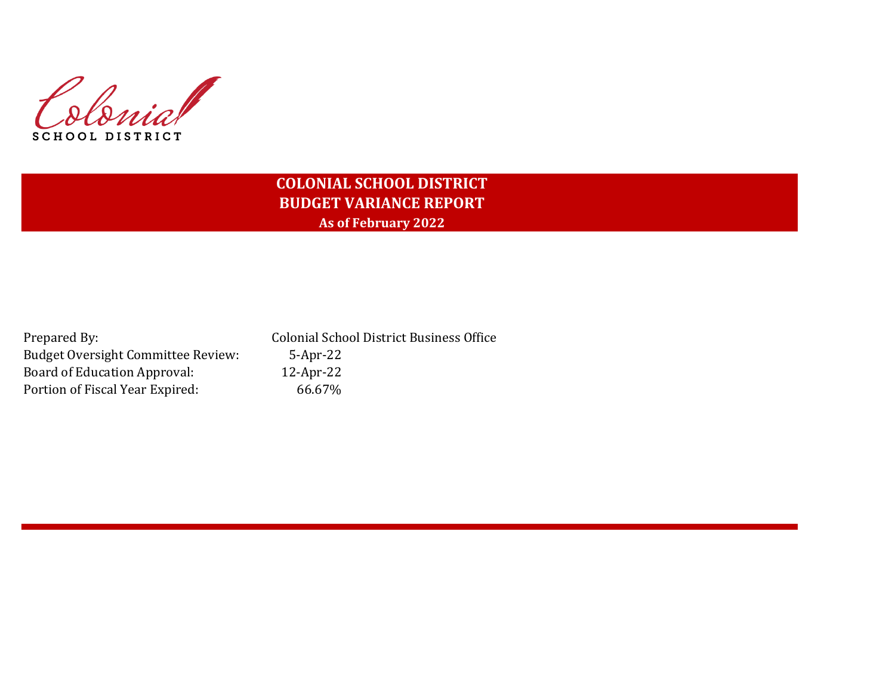Colonial
SCHOOL DISTRICT

# COLONIAL SCHOOL DISTRICT
## BUDGET VARIANCE REPORT
### As of February 2022

| | |
|---|---|
| Prepared By: | Colonial School District Business Office |
| Budget Oversight Committee Review: | 5-Apr-22 |
| Board of Education Approval: | 12-Apr-22 |
| Portion of Fiscal Year Expired: | 66.67% |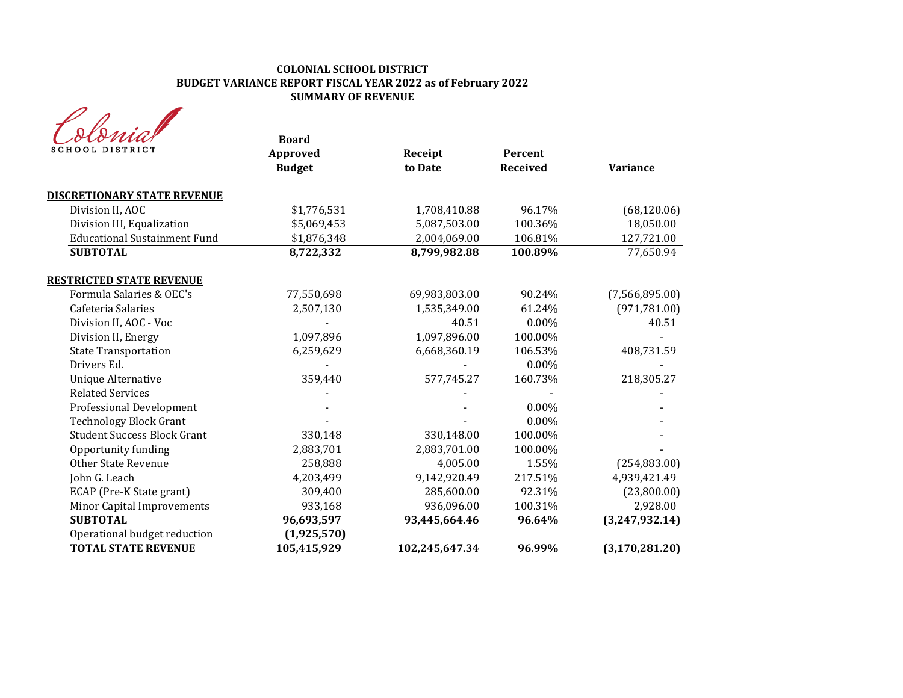**COLONIAL SCHOOL DISTRICT**
**BUDGET VARIANCE REPORT FISCAL YEAR 2022 as of February 2022**
**SUMMARY OF REVENUE**

Colonial SCHOOL DISTRICT

| | Board Approved Budget | Receipt to Date | Percent Received | Variance |
|---|---|---|---|---|
| **DISCRETIONARY STATE REVENUE** | | | | |
| Division II, AOC | $1,776,531 | 1,708,410.88 | 96.17% | (68,120.06) |
| Division III, Equalization | $5,069,453 | 5,087,503.00 | 100.36% | 18,050.00 |
| Educational Sustainment Fund | $1,876,348 | 2,004,069.00 | 106.81% | 127,721.00 |
| **SUBTOTAL** | **8,722,332** | **8,799,982.88** | **100.89%** | 77,650.94 |
| **RESTRICTED STATE REVENUE** | | | | |
| Formula Salaries & OEC's | 77,550,698 | 69,983,803.00 | 90.24% | (7,566,895.00) |
| Cafeteria Salaries | 2,507,130 | 1,535,349.00 | 61.24% | (971,781.00) |
| Division II, AOC - Voc | - | 40.51 | 0.00% | 40.51 |
| Division II, Energy | 1,097,896 | 1,097,896.00 | 100.00% | - |
| State Transportation | 6,259,629 | 6,668,360.19 | 106.53% | 408,731.59 |
| Drivers Ed. | - | - | 0.00% | - |
| Unique Alternative | 359,440 | 577,745.27 | 160.73% | 218,305.27 |
| Related Services | - | - | - | - |
| Professional Development | - | - | 0.00% | - |
| Technology Block Grant | - | - | 0.00% | - |
| Student Success Block Grant | 330,148 | 330,148.00 | 100.00% | - |
| Opportunity funding | 2,883,701 | 2,883,701.00 | 100.00% | - |
| Other State Revenue | 258,888 | 4,005.00 | 1.55% | (254,883.00) |
| John G. Leach | 4,203,499 | 9,142,920.49 | 217.51% | 4,939,421.49 |
| ECAP (Pre-K State grant) | 309,400 | 285,600.00 | 92.31% | (23,800.00) |
| Minor Capital Improvements | 933,168 | 936,096.00 | 100.31% | 2,928.00 |
| **SUBTOTAL** | **96,693,597** | **93,445,664.46** | **96.64%** | **(3,247,932.14)** |
| Operational budget reduction | **(1,925,570)** | | | |
| **TOTAL STATE REVENUE** | **105,415,929** | **102,245,647.34** | **96.99%** | **(3,170,281.20)** |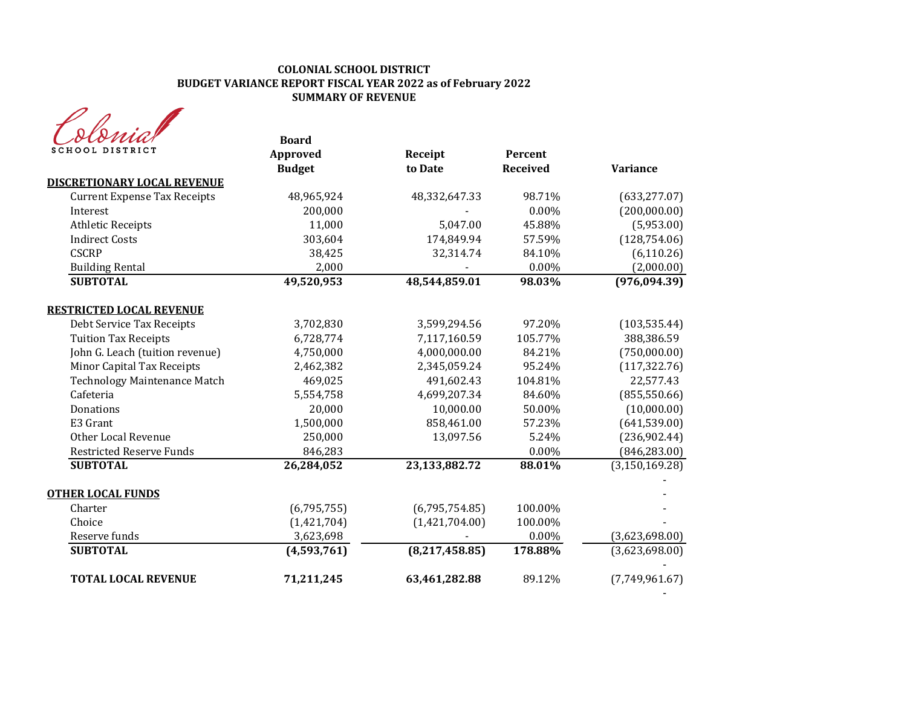# COLONIAL SCHOOL DISTRICT
## BUDGET VARIANCE REPORT FISCAL YEAR 2022 as of February 2022
## SUMMARY OF REVENUE

Colonial SCHOOL DISTRICT

| | Board Approved Budget | Receipt to Date | Percent Received | Variance |
|---|---|---|---|---|
| **DISCRETIONARY LOCAL REVENUE** | | | | |
| Current Expense Tax Receipts | 48,965,924 | 48,332,647.33 | 98.71% | (633,277.07) |
| Interest | 200,000 | - | 0.00% | (200,000.00) |
| Athletic Receipts | 11,000 | 5,047.00 | 45.88% | (5,953.00) |
| Indirect Costs | 303,604 | 174,849.94 | 57.59% | (128,754.06) |
| CSCRP | 38,425 | 32,314.74 | 84.10% | (6,110.26) |
| Building Rental | 2,000 | - | 0.00% | (2,000.00) |
| **SUBTOTAL** | **49,520,953** | **48,544,859.01** | **98.03%** | **(976,094.39)** |
| **RESTRICTED LOCAL REVENUE** | | | | |
| Debt Service Tax Receipts | 3,702,830 | 3,599,294.56 | 97.20% | (103,535.44) |
| Tuition Tax Receipts | 6,728,774 | 7,117,160.59 | 105.77% | 388,386.59 |
| John G. Leach (tuition revenue) | 4,750,000 | 4,000,000.00 | 84.21% | (750,000.00) |
| Minor Capital Tax Receipts | 2,462,382 | 2,345,059.24 | 95.24% | (117,322.76) |
| Technology Maintenance Match | 469,025 | 491,602.43 | 104.81% | 22,577.43 |
| Cafeteria | 5,554,758 | 4,699,207.34 | 84.60% | (855,550.66) |
| Donations | 20,000 | 10,000.00 | 50.00% | (10,000.00) |
| E3 Grant | 1,500,000 | 858,461.00 | 57.23% | (641,539.00) |
| Other Local Revenue | 250,000 | 13,097.56 | 5.24% | (236,902.44) |
| Restricted Reserve Funds | 846,283 | | 0.00% | (846,283.00) |
| **SUBTOTAL** | **26,284,052** | **23,133,882.72** | **88.01%** | (3,150,169.28) |
| | | | | - |
| **OTHER LOCAL FUNDS** | | | | - |
| Charter | (6,795,755) | (6,795,754.85) | 100.00% | - |
| Choice | (1,421,704) | (1,421,704.00) | 100.00% | - |
| Reserve funds | 3,623,698 | - | 0.00% | (3,623,698.00) |
| **SUBTOTAL** | **(4,593,761)** | **(8,217,458.85)** | **178.88%** | (3,623,698.00) |
| | | | | - |
| **TOTAL LOCAL REVENUE** | **71,211,245** | **63,461,282.88** | 89.12% | (7,749,961.67) |
| | | | | - |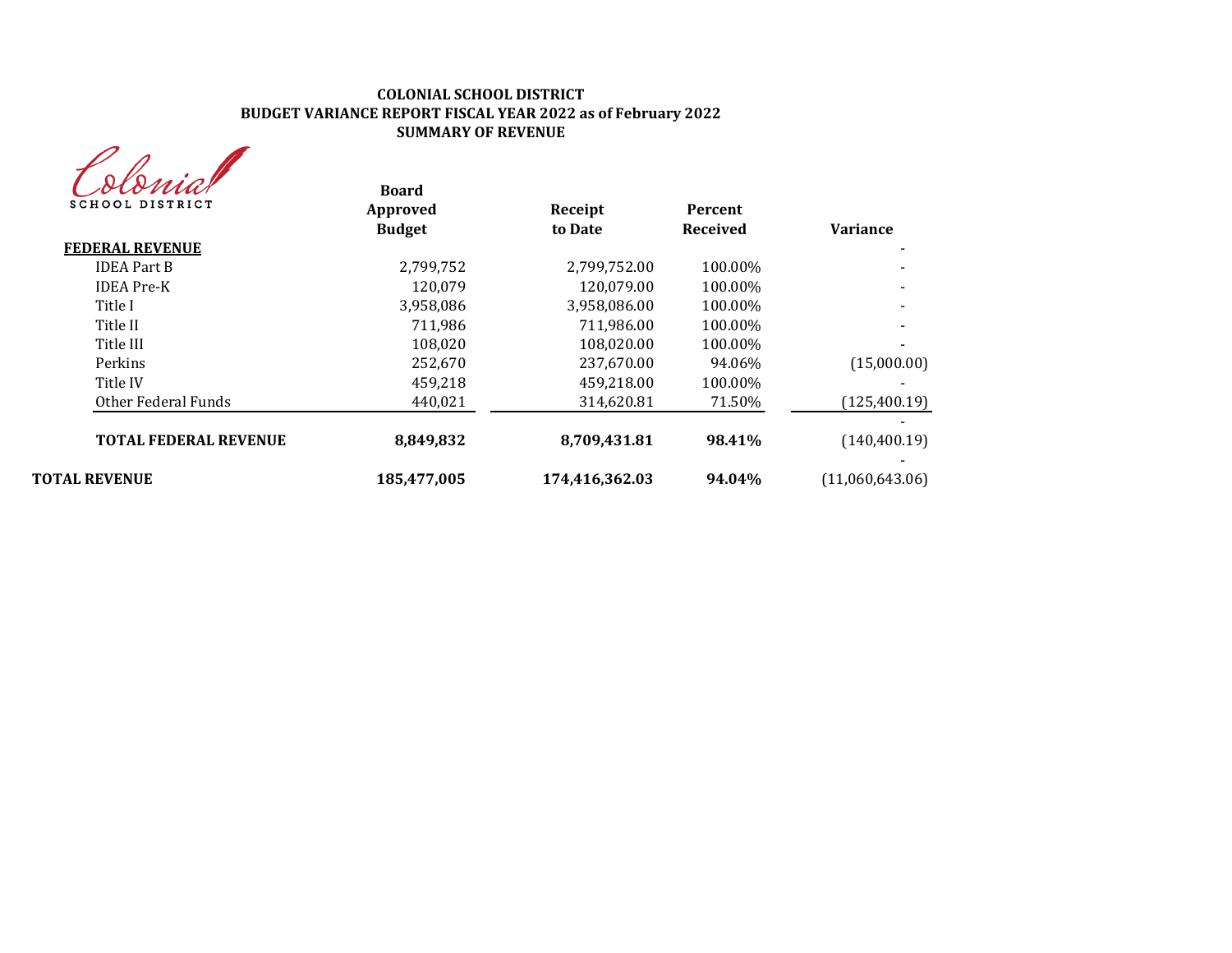**COLONIAL SCHOOL DISTRICT**
**BUDGET VARIANCE REPORT FISCAL YEAR 2022 as of February 2022**
**SUMMARY OF REVENUE**

Colonial SCHOOL DISTRICT

| | Board Approved Budget | Receipt to Date | Percent Received | Variance |
|---|---|---|---|---|
| **FEDERAL REVENUE** | | | | - |
| IDEA Part B | 2,799,752 | 2,799,752.00 | 100.00% | - |
| IDEA Pre-K | 120,079 | 120,079.00 | 100.00% | - |
| Title I | 3,958,086 | 3,958,086.00 | 100.00% | - |
| Title II | 711,986 | 711,986.00 | 100.00% | - |
| Title III | 108,020 | 108,020.00 | 100.00% | - |
| Perkins | 252,670 | 237,670.00 | 94.06% | (15,000.00) |
| Title IV | 459,218 | 459,218.00 | 100.00% | - |
| Other Federal Funds | 440,021 | 314,620.81 | 71.50% | (125,400.19) |
| | | | | - |
| **TOTAL FEDERAL REVENUE** | **8,849,832** | **8,709,431.81** | **98.41%** | (140,400.19) |
| | | | | - |
| **TOTAL REVENUE** | **185,477,005** | **174,416,362.03** | **94.04%** | (11,060,643.06) |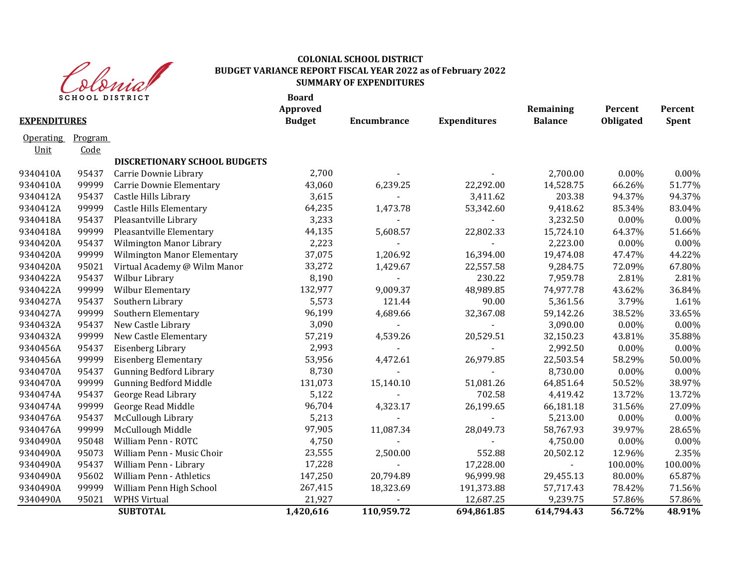# COLONIAL SCHOOL DISTRICT
## BUDGET VARIANCE REPORT FISCAL YEAR 2022 as of February 2022
## SUMMARY OF EXPENDITURES

| **EXPENDITURES** Operating Unit | Program Code | | **Board Approved Budget** | **Encumbrance** | **Expenditures** | **Remaining Balance** | **Percent Obligated** | **Percent Spent** |
|---|---|---|---|---|---|---|---|---|
| | | **DISCRETIONARY SCHOOL BUDGETS** | | | | | | |
| 9340410A | 95437 | Carrie Downie Library | 2,700 | - | - | 2,700.00 | 0.00% | 0.00% |
| 9340410A | 99999 | Carrie Downie Elementary | 43,060 | 6,239.25 | 22,292.00 | 14,528.75 | 66.26% | 51.77% |
| 9340412A | 95437 | Castle Hills Library | 3,615 | - | 3,411.62 | 203.38 | 94.37% | 94.37% |
| 9340412A | 99999 | Castle Hills Elementary | 64,235 | 1,473.78 | 53,342.60 | 9,418.62 | 85.34% | 83.04% |
| 9340418A | 95437 | Pleasantville Library | 3,233 | - | - | 3,232.50 | 0.00% | 0.00% |
| 9340418A | 99999 | Pleasantville Elementary | 44,135 | 5,608.57 | 22,802.33 | 15,724.10 | 64.37% | 51.66% |
| 9340420A | 95437 | Wilmington Manor Library | 2,223 | - | - | 2,223.00 | 0.00% | 0.00% |
| 9340420A | 99999 | Wilmington Manor Elementary | 37,075 | 1,206.92 | 16,394.00 | 19,474.08 | 47.47% | 44.22% |
| 9340420A | 95021 | Virtual Academy @ Wilm Manor | 33,272 | 1,429.67 | 22,557.58 | 9,284.75 | 72.09% | 67.80% |
| 9340422A | 95437 | Wilbur Library | 8,190 | - | 230.22 | 7,959.78 | 2.81% | 2.81% |
| 9340422A | 99999 | Wilbur Elementary | 132,977 | 9,009.37 | 48,989.85 | 74,977.78 | 43.62% | 36.84% |
| 9340427A | 95437 | Southern Library | 5,573 | 121.44 | 90.00 | 5,361.56 | 3.79% | 1.61% |
| 9340427A | 99999 | Southern Elementary | 96,199 | 4,689.66 | 32,367.08 | 59,142.26 | 38.52% | 33.65% |
| 9340432A | 95437 | New Castle Library | 3,090 | - | - | 3,090.00 | 0.00% | 0.00% |
| 9340432A | 99999 | New Castle Elementary | 57,219 | 4,539.26 | 20,529.51 | 32,150.23 | 43.81% | 35.88% |
| 9340456A | 95437 | Eisenberg Library | 2,993 | - | - | 2,992.50 | 0.00% | 0.00% |
| 9340456A | 99999 | Eisenberg Elementary | 53,956 | 4,472.61 | 26,979.85 | 22,503.54 | 58.29% | 50.00% |
| 9340470A | 95437 | Gunning Bedford Library | 8,730 | - | - | 8,730.00 | 0.00% | 0.00% |
| 9340470A | 99999 | Gunning Bedford Middle | 131,073 | 15,140.10 | 51,081.26 | 64,851.64 | 50.52% | 38.97% |
| 9340474A | 95437 | George Read Library | 5,122 | - | 702.58 | 4,419.42 | 13.72% | 13.72% |
| 9340474A | 99999 | George Read Middle | 96,704 | 4,323.17 | 26,199.65 | 66,181.18 | 31.56% | 27.09% |
| 9340476A | 95437 | McCullough Library | 5,213 | - | - | 5,213.00 | 0.00% | 0.00% |
| 9340476A | 99999 | McCullough Middle | 97,905 | 11,087.34 | 28,049.73 | 58,767.93 | 39.97% | 28.65% |
| 9340490A | 95048 | William Penn - ROTC | 4,750 | - | - | 4,750.00 | 0.00% | 0.00% |
| 9340490A | 95073 | William Penn - Music Choir | 23,555 | 2,500.00 | 552.88 | 20,502.12 | 12.96% | 2.35% |
| 9340490A | 95437 | William Penn - Library | 17,228 | - | 17,228.00 | - | 100.00% | 100.00% |
| 9340490A | 95602 | William Penn - Athletics | 147,250 | 20,794.89 | 96,999.98 | 29,455.13 | 80.00% | 65.87% |
| 9340490A | 99999 | William Penn High School | 267,415 | 18,323.69 | 191,373.88 | 57,717.43 | 78.42% | 71.56% |
| 9340490A | 95021 | WPHS Virtual | 21,927 | - | 12,687.25 | 9,239.75 | 57.86% | 57.86% |
| | | **SUBTOTAL** | **1,420,616** | **110,959.72** | **694,861.85** | **614,794.43** | **56.72%** | **48.91%** |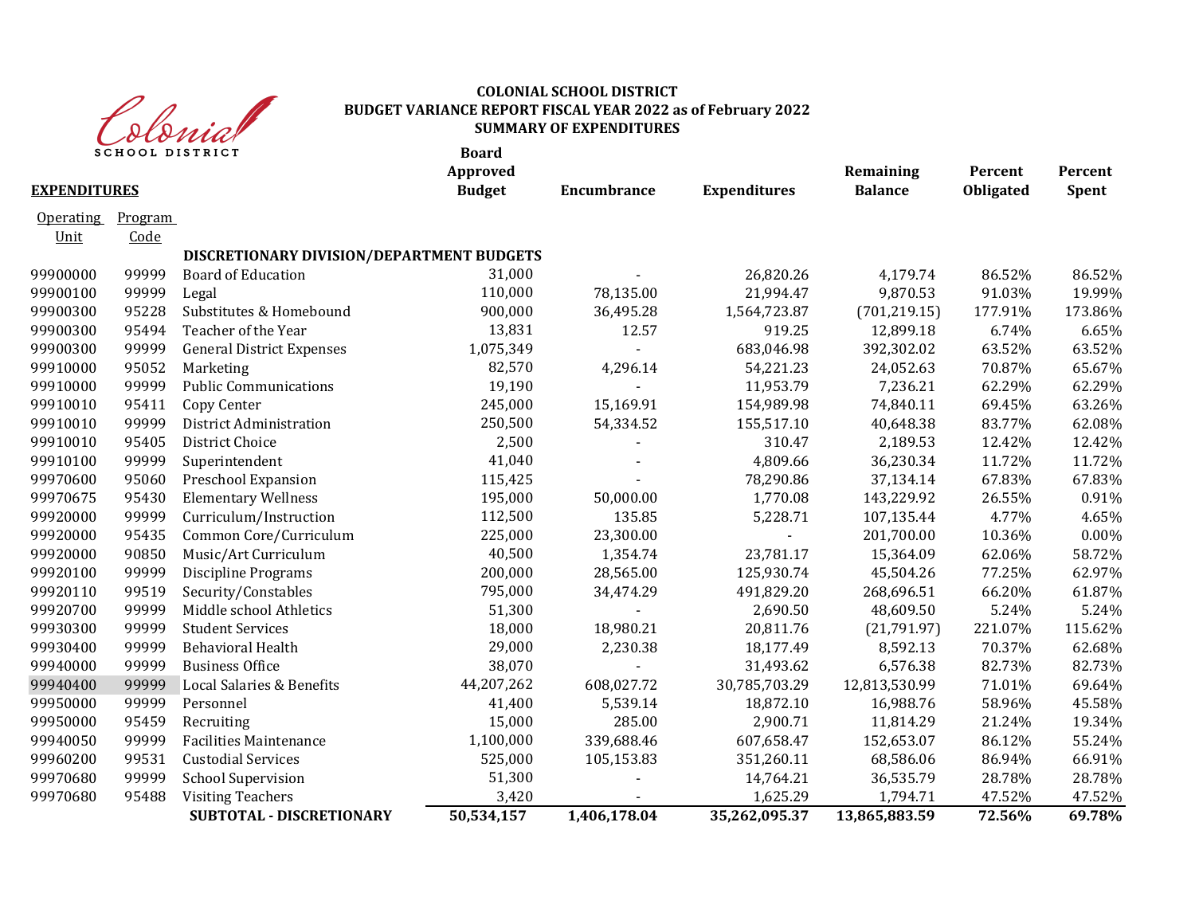Colonial SCHOOL DISTRICT

**COLONIAL SCHOOL DISTRICT**
**BUDGET VARIANCE REPORT FISCAL YEAR 2022 as of February 2022**
**SUMMARY OF EXPENDITURES**

| **EXPENDITURES** Operating Unit | Program Code | | **Board Approved Budget** | **Encumbrance** | **Expenditures** | **Remaining Balance** | **Percent Obligated** | **Percent Spent** |
|---|---|---|---|---|---|---|---|---|
| | | **DISCRETIONARY DIVISION/DEPARTMENT BUDGETS** | | | | | | |
| 99900000 | 99999 | Board of Education | 31,000 | - | 26,820.26 | 4,179.74 | 86.52% | 86.52% |
| 99900100 | 99999 | Legal | 110,000 | 78,135.00 | 21,994.47 | 9,870.53 | 91.03% | 19.99% |
| 99900300 | 95228 | Substitutes & Homebound | 900,000 | 36,495.28 | 1,564,723.87 | (701,219.15) | 177.91% | 173.86% |
| 99900300 | 95494 | Teacher of the Year | 13,831 | 12.57 | 919.25 | 12,899.18 | 6.74% | 6.65% |
| 99900300 | 99999 | General District Expenses | 1,075,349 | - | 683,046.98 | 392,302.02 | 63.52% | 63.52% |
| 99910000 | 95052 | Marketing | 82,570 | 4,296.14 | 54,221.23 | 24,052.63 | 70.87% | 65.67% |
| 99910000 | 99999 | Public Communications | 19,190 | - | 11,953.79 | 7,236.21 | 62.29% | 62.29% |
| 99910010 | 95411 | Copy Center | 245,000 | 15,169.91 | 154,989.98 | 74,840.11 | 69.45% | 63.26% |
| 99910010 | 99999 | District Administration | 250,500 | 54,334.52 | 155,517.10 | 40,648.38 | 83.77% | 62.08% |
| 99910010 | 95405 | District Choice | 2,500 | - | 310.47 | 2,189.53 | 12.42% | 12.42% |
| 99910100 | 99999 | Superintendent | 41,040 | - | 4,809.66 | 36,230.34 | 11.72% | 11.72% |
| 99970600 | 95060 | Preschool Expansion | 115,425 | - | 78,290.86 | 37,134.14 | 67.83% | 67.83% |
| 99970675 | 95430 | Elementary Wellness | 195,000 | 50,000.00 | 1,770.08 | 143,229.92 | 26.55% | 0.91% |
| 99920000 | 99999 | Curriculum/Instruction | 112,500 | 135.85 | 5,228.71 | 107,135.44 | 4.77% | 4.65% |
| 99920000 | 95435 | Common Core/Curriculum | 225,000 | 23,300.00 | - | 201,700.00 | 10.36% | 0.00% |
| 99920000 | 90850 | Music/Art Curriculum | 40,500 | 1,354.74 | 23,781.17 | 15,364.09 | 62.06% | 58.72% |
| 99920100 | 99999 | Discipline Programs | 200,000 | 28,565.00 | 125,930.74 | 45,504.26 | 77.25% | 62.97% |
| 99920110 | 99519 | Security/Constables | 795,000 | 34,474.29 | 491,829.20 | 268,696.51 | 66.20% | 61.87% |
| 99920700 | 99999 | Middle school Athletics | 51,300 | - | 2,690.50 | 48,609.50 | 5.24% | 5.24% |
| 99930300 | 99999 | Student Services | 18,000 | 18,980.21 | 20,811.76 | (21,791.97) | 221.07% | 115.62% |
| 99930400 | 99999 | Behavioral Health | 29,000 | 2,230.38 | 18,177.49 | 8,592.13 | 70.37% | 62.68% |
| 99940000 | 99999 | Business Office | 38,070 | - | 31,493.62 | 6,576.38 | 82.73% | 82.73% |
| 99940400 | 99999 | Local Salaries & Benefits | 44,207,262 | 608,027.72 | 30,785,703.29 | 12,813,530.99 | 71.01% | 69.64% |
| 99950000 | 99999 | Personnel | 41,400 | 5,539.14 | 18,872.10 | 16,988.76 | 58.96% | 45.58% |
| 99950000 | 95459 | Recruiting | 15,000 | 285.00 | 2,900.71 | 11,814.29 | 21.24% | 19.34% |
| 99940050 | 99999 | Facilities Maintenance | 1,100,000 | 339,688.46 | 607,658.47 | 152,653.07 | 86.12% | 55.24% |
| 99960200 | 99531 | Custodial Services | 525,000 | 105,153.83 | 351,260.11 | 68,586.06 | 86.94% | 66.91% |
| 99970680 | 99999 | School Supervision | 51,300 | - | 14,764.21 | 36,535.79 | 28.78% | 28.78% |
| 99970680 | 95488 | Visiting Teachers | 3,420 | - | 1,625.29 | 1,794.71 | 47.52% | 47.52% |
| | | **SUBTOTAL - DISCRETIONARY** | **50,534,157** | **1,406,178.04** | **35,262,095.37** | **13,865,883.59** | **72.56%** | **69.78%** |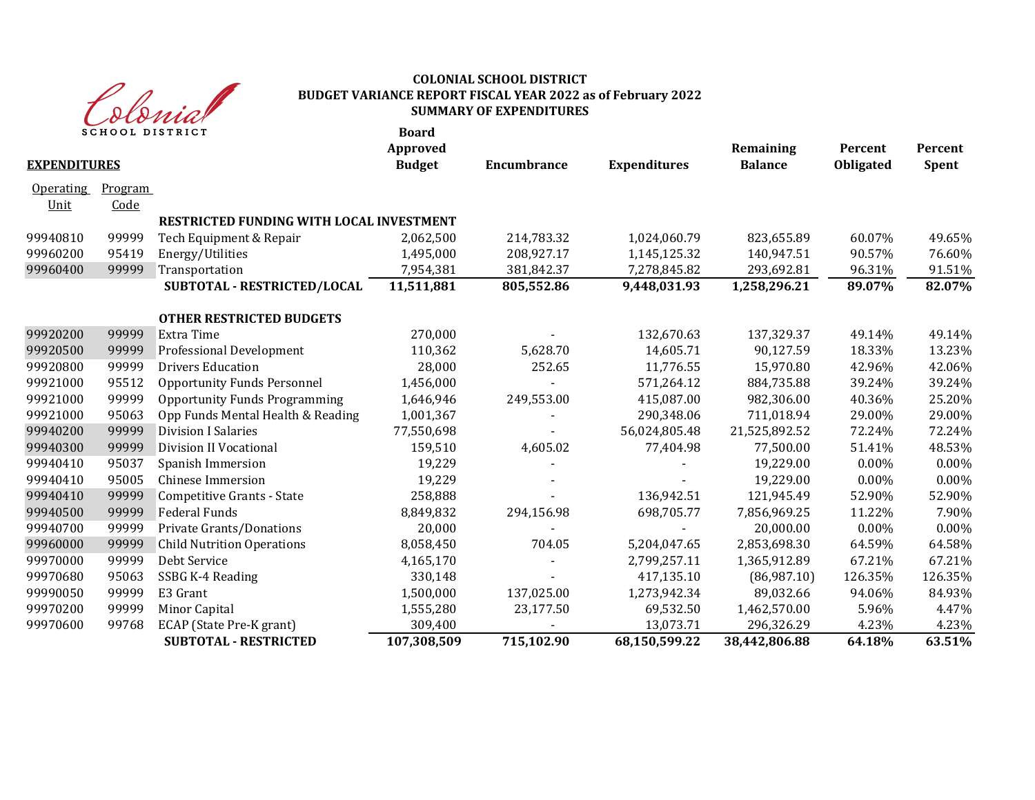**COLONIAL SCHOOL DISTRICT**
**BUDGET VARIANCE REPORT FISCAL YEAR 2022 as of February 2022**
**SUMMARY OF EXPENDITURES**

| **EXPENDITURES** | | | **Board Approved Budget** | **Encumbrance** | **Expenditures** | **Remaining Balance** | **Percent Obligated** | **Percent Spent** |
|---|---|---|---|---|---|---|---|---|
| Operating Unit | Program Code | | | | | | | |
| | | **RESTRICTED FUNDING WITH LOCAL INVESTMENT** | | | | | | |
| 99940810 | 99999 | Tech Equipment & Repair | 2,062,500 | 214,783.32 | 1,024,060.79 | 823,655.89 | 60.07% | 49.65% |
| 99960200 | 95419 | Energy/Utilities | 1,495,000 | 208,927.17 | 1,145,125.32 | 140,947.51 | 90.57% | 76.60% |
| 99960400 | 99999 | Transportation | 7,954,381 | 381,842.37 | 7,278,845.82 | 293,692.81 | 96.31% | 91.51% |
| | | **SUBTOTAL - RESTRICTED/LOCAL** | **11,511,881** | **805,552.86** | **9,448,031.93** | **1,258,296.21** | **89.07%** | **82.07%** |
| | | **OTHER RESTRICTED BUDGETS** | | | | | | |
| 99920200 | 99999 | Extra Time | 270,000 | - | 132,670.63 | 137,329.37 | 49.14% | 49.14% |
| 99920500 | 99999 | Professional Development | 110,362 | 5,628.70 | 14,605.71 | 90,127.59 | 18.33% | 13.23% |
| 99920800 | 99999 | Drivers Education | 28,000 | 252.65 | 11,776.55 | 15,970.80 | 42.96% | 42.06% |
| 99921000 | 95512 | Opportunity Funds Personnel | 1,456,000 | - | 571,264.12 | 884,735.88 | 39.24% | 39.24% |
| 99921000 | 99999 | Opportunity Funds Programming | 1,646,946 | 249,553.00 | 415,087.00 | 982,306.00 | 40.36% | 25.20% |
| 99921000 | 95063 | Opp Funds Mental Health & Reading | 1,001,367 | - | 290,348.06 | 711,018.94 | 29.00% | 29.00% |
| 99940200 | 99999 | Division I Salaries | 77,550,698 | - | 56,024,805.48 | 21,525,892.52 | 72.24% | 72.24% |
| 99940300 | 99999 | Division II Vocational | 159,510 | 4,605.02 | 77,404.98 | 77,500.00 | 51.41% | 48.53% |
| 99940410 | 95037 | Spanish Immersion | 19,229 | - | - | 19,229.00 | 0.00% | 0.00% |
| 99940410 | 95005 | Chinese Immersion | 19,229 | - | - | 19,229.00 | 0.00% | 0.00% |
| 99940410 | 99999 | Competitive Grants - State | 258,888 | - | 136,942.51 | 121,945.49 | 52.90% | 52.90% |
| 99940500 | 99999 | Federal Funds | 8,849,832 | 294,156.98 | 698,705.77 | 7,856,969.25 | 11.22% | 7.90% |
| 99940700 | 99999 | Private Grants/Donations | 20,000 | - | - | 20,000.00 | 0.00% | 0.00% |
| 99960000 | 99999 | Child Nutrition Operations | 8,058,450 | 704.05 | 5,204,047.65 | 2,853,698.30 | 64.59% | 64.58% |
| 99970000 | 99999 | Debt Service | 4,165,170 | - | 2,799,257.11 | 1,365,912.89 | 67.21% | 67.21% |
| 99970680 | 95063 | SSBG K-4 Reading | 330,148 | - | 417,135.10 | (86,987.10) | 126.35% | 126.35% |
| 99990050 | 99999 | E3 Grant | 1,500,000 | 137,025.00 | 1,273,942.34 | 89,032.66 | 94.06% | 84.93% |
| 99970200 | 99999 | Minor Capital | 1,555,280 | 23,177.50 | 69,532.50 | 1,462,570.00 | 5.96% | 4.47% |
| 99970600 | 99768 | ECAP (State Pre-K grant) | 309,400 | - | 13,073.71 | 296,326.29 | 4.23% | 4.23% |
| | | **SUBTOTAL - RESTRICTED** | **107,308,509** | **715,102.90** | **68,150,599.22** | **38,442,806.88** | **64.18%** | **63.51%** |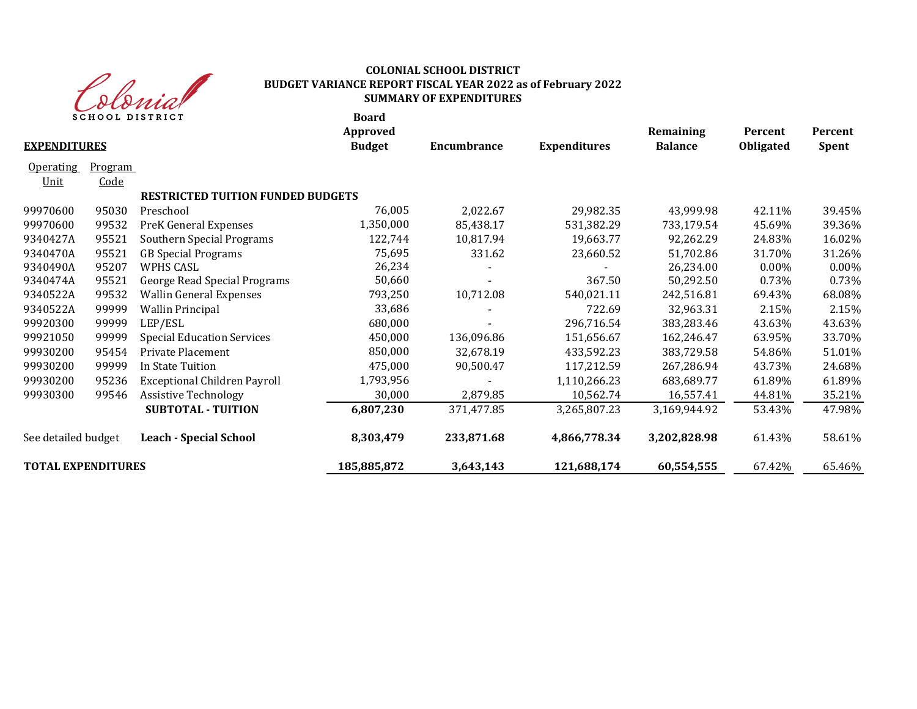# COLONIAL SCHOOL DISTRICT
## BUDGET VARIANCE REPORT FISCAL YEAR 2022 as of February 2022
## SUMMARY OF EXPENDITURES

| **EXPENDITURES** | | | **Board Approved Budget** | **Encumbrance** | **Expenditures** | **Remaining Balance** | **Percent Obligated** | **Percent Spent** |
|---|---|---|---|---|---|---|---|---|
| Operating Unit | Program Code | | | | | | | |
| | | **RESTRICTED TUITION FUNDED BUDGETS** | | | | | | |
| 99970600 | 95030 | Preschool | 76,005 | 2,022.67 | 29,982.35 | 43,999.98 | 42.11% | 39.45% |
| 99970600 | 99532 | PreK General Expenses | 1,350,000 | 85,438.17 | 531,382.29 | 733,179.54 | 45.69% | 39.36% |
| 9340427A | 95521 | Southern Special Programs | 122,744 | 10,817.94 | 19,663.77 | 92,262.29 | 24.83% | 16.02% |
| 9340470A | 95521 | GB Special Programs | 75,695 | 331.62 | 23,660.52 | 51,702.86 | 31.70% | 31.26% |
| 9340490A | 95207 | WPHS CASL | 26,234 | - | - | 26,234.00 | 0.00% | 0.00% |
| 9340474A | 95521 | George Read Special Programs | 50,660 | - | 367.50 | 50,292.50 | 0.73% | 0.73% |
| 9340522A | 99532 | Wallin General Expenses | 793,250 | 10,712.08 | 540,021.11 | 242,516.81 | 69.43% | 68.08% |
| 9340522A | 99999 | Wallin Principal | 33,686 | - | 722.69 | 32,963.31 | 2.15% | 2.15% |
| 99920300 | 99999 | LEP/ESL | 680,000 | - | 296,716.54 | 383,283.46 | 43.63% | 43.63% |
| 99921050 | 99999 | Special Education Services | 450,000 | 136,096.86 | 151,656.67 | 162,246.47 | 63.95% | 33.70% |
| 99930200 | 95454 | Private Placement | 850,000 | 32,678.19 | 433,592.23 | 383,729.58 | 54.86% | 51.01% |
| 99930200 | 99999 | In State Tuition | 475,000 | 90,500.47 | 117,212.59 | 267,286.94 | 43.73% | 24.68% |
| 99930200 | 95236 | Exceptional Children Payroll | 1,793,956 | - | 1,110,266.23 | 683,689.77 | 61.89% | 61.89% |
| 99930300 | 99546 | Assistive Technology | 30,000 | 2,879.85 | 10,562.74 | 16,557.41 | 44.81% | 35.21% |
| | | **SUBTOTAL - TUITION** | **6,807,230** | 371,477.85 | 3,265,807.23 | 3,169,944.92 | 53.43% | 47.98% |
| See detailed budget | | **Leach - Special School** | **8,303,479** | **233,871.68** | **4,866,778.34** | **3,202,828.98** | 61.43% | 58.61% |
| **TOTAL EXPENDITURES** | | | **185,885,872** | **3,643,143** | **121,688,174** | **60,554,555** | 67.42% | 65.46% |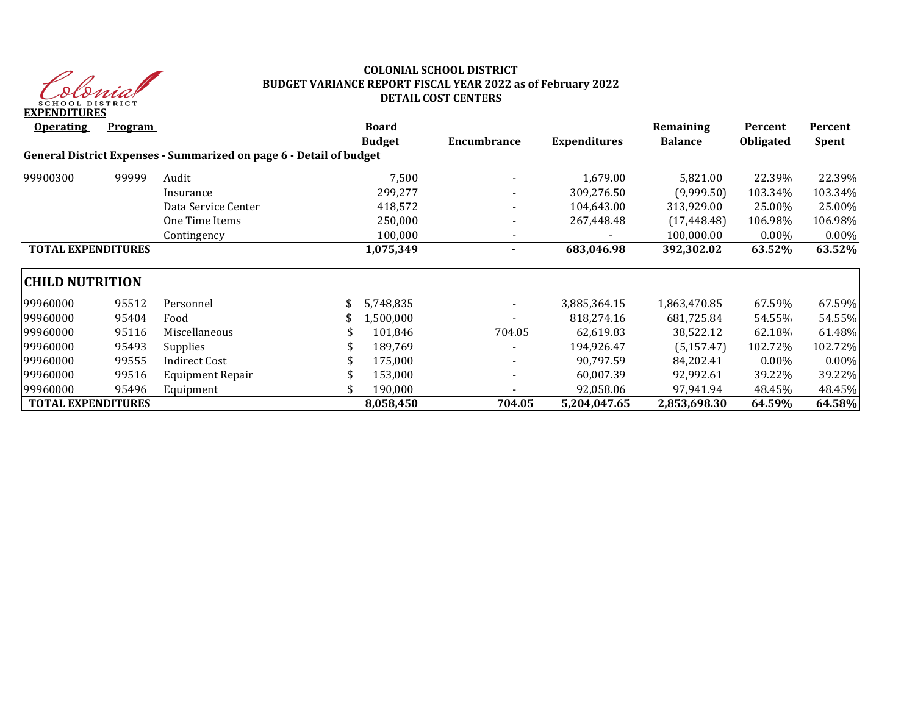# COLONIAL SCHOOL DISTRICT
## BUDGET VARIANCE REPORT FISCAL YEAR 2022 as of February 2022
## DETAIL COST CENTERS

**EXPENDITURES**

| **Operating** | **Program** | | **Board Budget** | **Encumbrance** | **Expenditures** | **Remaining Balance** | **Percent Obligated** | **Percent Spent** |
|---|---|---|---|---|---|---|---|---|
| **General District Expenses - Summarized on page 6 - Detail of budget** | | | | | | | | |
| 99900300 | 99999 | Audit | 7,500 | - | 1,679.00 | 5,821.00 | 22.39% | 22.39% |
| | | Insurance | 299,277 | - | 309,276.50 | (9,999.50) | 103.34% | 103.34% |
| | | Data Service Center | 418,572 | - | 104,643.00 | 313,929.00 | 25.00% | 25.00% |
| | | One Time Items | 250,000 | - | 267,448.48 | (17,448.48) | 106.98% | 106.98% |
| | | Contingency | 100,000 | - | - | 100,000.00 | 0.00% | 0.00% |
| **TOTAL EXPENDITURES** | | | **1,075,349** | **-** | **683,046.98** | **392,302.02** | **63.52%** | **63.52%** |

**CHILD NUTRITION**

| | | | **Board Budget** | **Encumbrance** | **Expenditures** | **Remaining Balance** | **Percent Obligated** | **Percent Spent** |
|---|---|---|---|---|---|---|---|---|
| 99960000 | 95512 | Personnel | $ 5,748,835 | - | 3,885,364.15 | 1,863,470.85 | 67.59% | 67.59% |
| 99960000 | 95404 | Food | $ 1,500,000 | - | 818,274.16 | 681,725.84 | 54.55% | 54.55% |
| 99960000 | 95116 | Miscellaneous | $ 101,846 | 704.05 | 62,619.83 | 38,522.12 | 62.18% | 61.48% |
| 99960000 | 95493 | Supplies | $ 189,769 | - | 194,926.47 | (5,157.47) | 102.72% | 102.72% |
| 99960000 | 99555 | Indirect Cost | $ 175,000 | - | 90,797.59 | 84,202.41 | 0.00% | 0.00% |
| 99960000 | 99516 | Equipment Repair | $ 153,000 | - | 60,007.39 | 92,992.61 | 39.22% | 39.22% |
| 99960000 | 95496 | Equipment | $ 190,000 | - | 92,058.06 | 97,941.94 | 48.45% | 48.45% |
| **TOTAL EXPENDITURES** | | | **8,058,450** | **704.05** | **5,204,047.65** | **2,853,698.30** | **64.59%** | **64.58%** |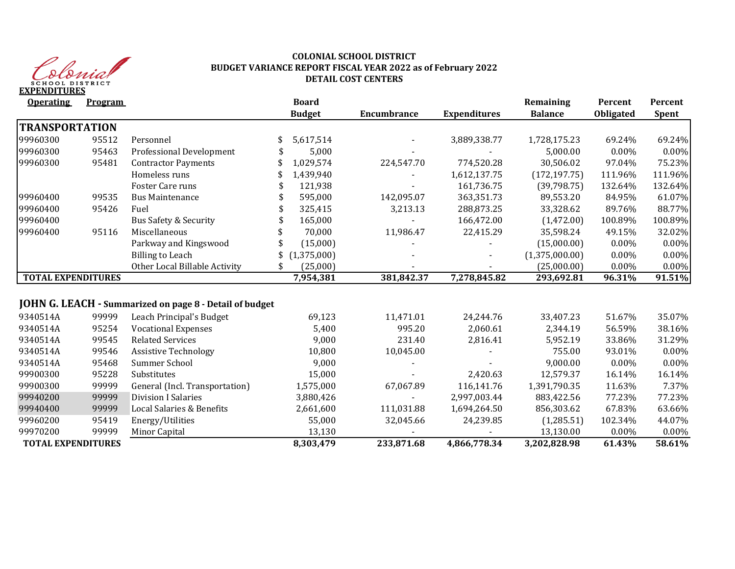Colonial SCHOOL DISTRICT

**COLONIAL SCHOOL DISTRICT**
**BUDGET VARIANCE REPORT FISCAL YEAR 2022 as of February 2022**
**DETAIL COST CENTERS**

**EXPENDITURES**

| Operating | Program | | Board Budget | Encumbrance | Expenditures | Remaining Balance | Percent Obligated | Percent Spent |
|---|---|---|---|---|---|---|---|---|
| **TRANSPORTATION** | | | | | | | | |
| 99960300 | 95512 | Personnel | $ 5,617,514 | - | 3,889,338.77 | 1,728,175.23 | 69.24% | 69.24% |
| 99960300 | 95463 | Professional Development | $ 5,000 | - | - | 5,000.00 | 0.00% | 0.00% |
| 99960300 | 95481 | Contractor Payments | $ 1,029,574 | 224,547.70 | 774,520.28 | 30,506.02 | 97.04% | 75.23% |
| | | Homeless runs | $ 1,439,940 | - | 1,612,137.75 | (172,197.75) | 111.96% | 111.96% |
| | | Foster Care runs | $ 121,938 | - | 161,736.75 | (39,798.75) | 132.64% | 132.64% |
| 99960400 | 99535 | Bus Maintenance | $ 595,000 | 142,095.07 | 363,351.73 | 89,553.20 | 84.95% | 61.07% |
| 99960400 | 95426 | Fuel | $ 325,415 | 3,213.13 | 288,873.25 | 33,328.62 | 89.76% | 88.77% |
| 99960400 | | Bus Safety & Security | $ 165,000 | - | 166,472.00 | (1,472.00) | 100.89% | 100.89% |
| 99960400 | 95116 | Miscellaneous | $ 70,000 | 11,986.47 | 22,415.29 | 35,598.24 | 49.15% | 32.02% |
| | | Parkway and Kingswood | $ (15,000) | - | - | (15,000.00) | 0.00% | 0.00% |
| | | Billing to Leach | $ (1,375,000) | - | - | (1,375,000.00) | 0.00% | 0.00% |
| | | Other Local Billable Activity | $ (25,000) | - | - | (25,000.00) | 0.00% | 0.00% |
| **TOTAL EXPENDITURES** | | | **7,954,381** | **381,842.37** | **7,278,845.82** | **293,692.81** | **96.31%** | **91.51%** |

**JOHN G. LEACH - Summarized on page 8 - Detail of budget**

| Operating | Program | | Board Budget | Encumbrance | Expenditures | Remaining Balance | Percent Obligated | Percent Spent |
|---|---|---|---|---|---|---|---|---|
| 9340514A | 99999 | Leach Principal's Budget | 69,123 | 11,471.01 | 24,244.76 | 33,407.23 | 51.67% | 35.07% |
| 9340514A | 95254 | Vocational Expenses | 5,400 | 995.20 | 2,060.61 | 2,344.19 | 56.59% | 38.16% |
| 9340514A | 99545 | Related Services | 9,000 | 231.40 | 2,816.41 | 5,952.19 | 33.86% | 31.29% |
| 9340514A | 99546 | Assistive Technology | 10,800 | 10,045.00 | - | 755.00 | 93.01% | 0.00% |
| 9340514A | 95468 | Summer School | 9,000 | - | - | 9,000.00 | 0.00% | 0.00% |
| 99900300 | 95228 | Substitutes | 15,000 | - | 2,420.63 | 12,579.37 | 16.14% | 16.14% |
| 99900300 | 99999 | General (Incl. Transportation) | 1,575,000 | 67,067.89 | 116,141.76 | 1,391,790.35 | 11.63% | 7.37% |
| 99940200 | 99999 | Division I Salaries | 3,880,426 | - | 2,997,003.44 | 883,422.56 | 77.23% | 77.23% |
| 99940400 | 99999 | Local Salaries & Benefits | 2,661,600 | 111,031.88 | 1,694,264.50 | 856,303.62 | 67.83% | 63.66% |
| 99960200 | 95419 | Energy/Utilities | 55,000 | 32,045.66 | 24,239.85 | (1,285.51) | 102.34% | 44.07% |
| 99970200 | 99999 | Minor Capital | 13,130 | - | - | 13,130.00 | 0.00% | 0.00% |
| **TOTAL EXPENDITURES** | | | **8,303,479** | **233,871.68** | **4,866,778.34** | **3,202,828.98** | **61.43%** | **58.61%** |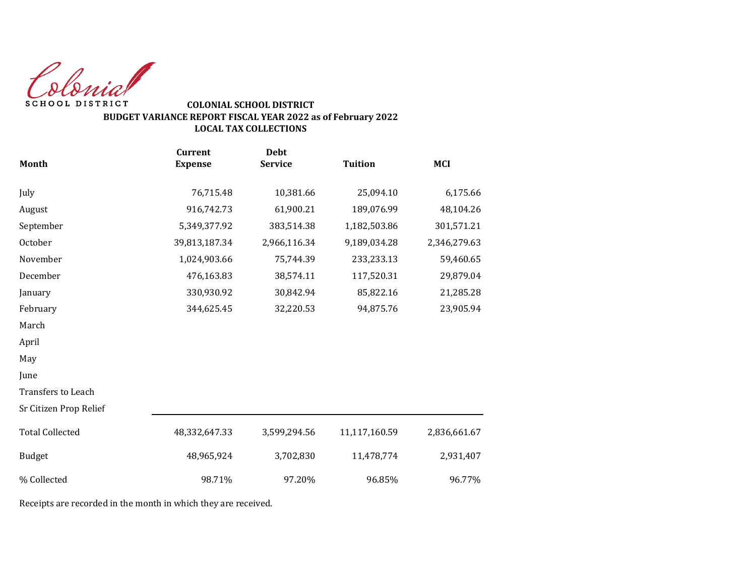Colonial SCHOOL DISTRICT

**COLONIAL SCHOOL DISTRICT**
**BUDGET VARIANCE REPORT FISCAL YEAR 2022 as of February 2022**
**LOCAL TAX COLLECTIONS**

| Month | Current Expense | Debt Service | Tuition | MCI |
|---|---|---|---|---|
| July | 76,715.48 | 10,381.66 | 25,094.10 | 6,175.66 |
| August | 916,742.73 | 61,900.21 | 189,076.99 | 48,104.26 |
| September | 5,349,377.92 | 383,514.38 | 1,182,503.86 | 301,571.21 |
| October | 39,813,187.34 | 2,966,116.34 | 9,189,034.28 | 2,346,279.63 |
| November | 1,024,903.66 | 75,744.39 | 233,233.13 | 59,460.65 |
| December | 476,163.83 | 38,574.11 | 117,520.31 | 29,879.04 |
| January | 330,930.92 | 30,842.94 | 85,822.16 | 21,285.28 |
| February | 344,625.45 | 32,220.53 | 94,875.76 | 23,905.94 |
| March | | | | |
| April | | | | |
| May | | | | |
| June | | | | |
| Transfers to Leach | | | | |
| Sr Citizen Prop Relief | | | | |
| Total Collected | 48,332,647.33 | 3,599,294.56 | 11,117,160.59 | 2,836,661.67 |
| Budget | 48,965,924 | 3,702,830 | 11,478,774 | 2,931,407 |
| % Collected | 98.71% | 97.20% | 96.85% | 96.77% |

Receipts are recorded in the month in which they are received.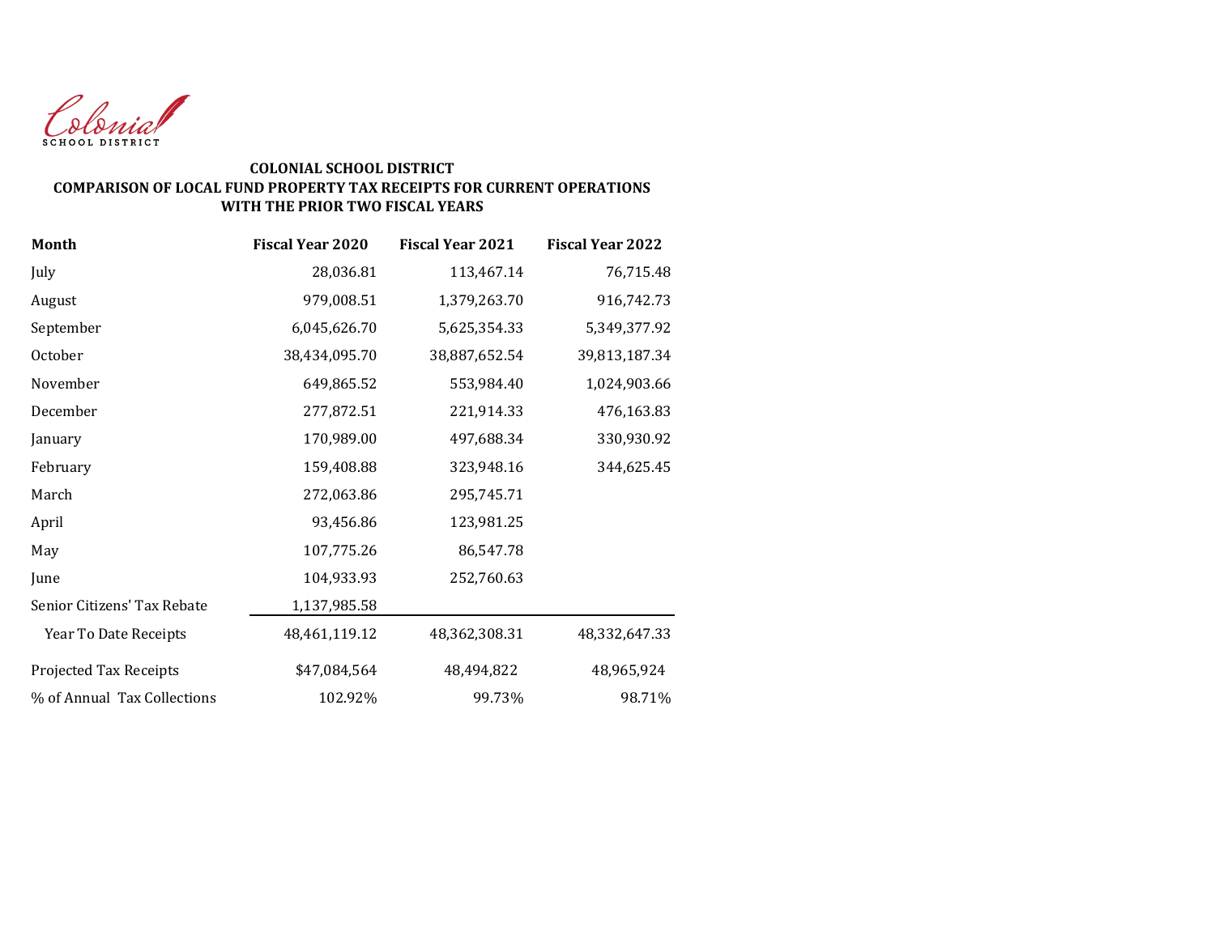Colonial
SCHOOL DISTRICT

**COLONIAL SCHOOL DISTRICT**
**COMPARISON OF LOCAL FUND PROPERTY TAX RECEIPTS FOR CURRENT OPERATIONS WITH THE PRIOR TWO FISCAL YEARS**

| Month | Fiscal Year 2020 | Fiscal Year 2021 | Fiscal Year 2022 |
|---|---|---|---|
| July | 28,036.81 | 113,467.14 | 76,715.48 |
| August | 979,008.51 | 1,379,263.70 | 916,742.73 |
| September | 6,045,626.70 | 5,625,354.33 | 5,349,377.92 |
| October | 38,434,095.70 | 38,887,652.54 | 39,813,187.34 |
| November | 649,865.52 | 553,984.40 | 1,024,903.66 |
| December | 277,872.51 | 221,914.33 | 476,163.83 |
| January | 170,989.00 | 497,688.34 | 330,930.92 |
| February | 159,408.88 | 323,948.16 | 344,625.45 |
| March | 272,063.86 | 295,745.71 | |
| April | 93,456.86 | 123,981.25 | |
| May | 107,775.26 | 86,547.78 | |
| June | 104,933.93 | 252,760.63 | |
| Senior Citizens' Tax Rebate | 1,137,985.58 | | |
| Year To Date Receipts | 48,461,119.12 | 48,362,308.31 | 48,332,647.33 |
| Projected Tax Receipts | $47,084,564 | 48,494,822 | 48,965,924 |
| % of Annual Tax Collections | 102.92% | 99.73% | 98.71% |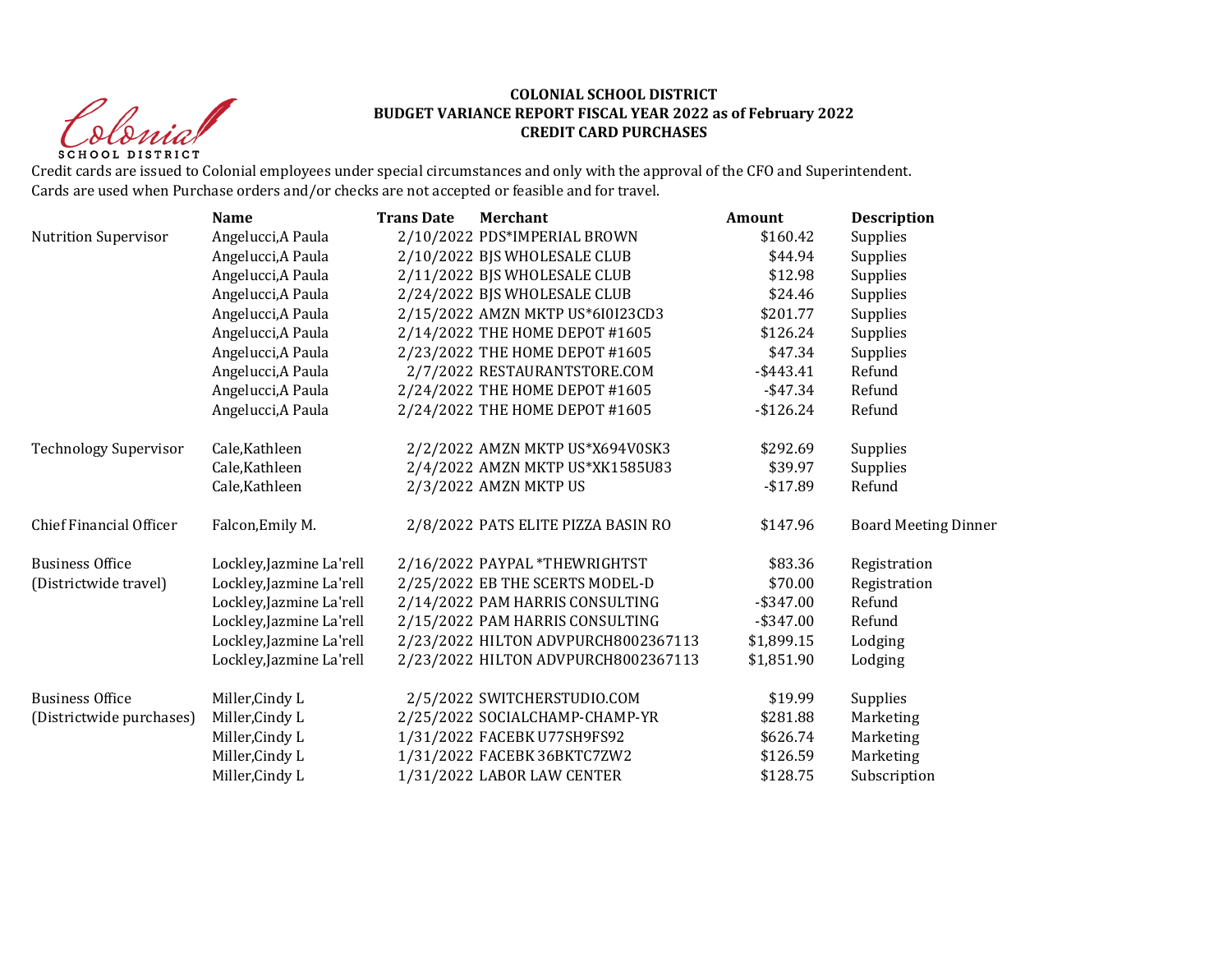**COLONIAL SCHOOL DISTRICT**
**BUDGET VARIANCE REPORT FISCAL YEAR 2022 as of February 2022**
**CREDIT CARD PURCHASES**

Credit cards are issued to Colonial employees under special circumstances and only with the approval of the CFO and Superintendent.
Cards are used when Purchase orders and/or checks are not accepted or feasible and for travel.

| | Name | Trans Date | Merchant | Amount | Description |
|---|---|---|---|---|---|
| Nutrition Supervisor | Angelucci,A Paula | 2/10/2022 | PDS*IMPERIAL BROWN | $160.42 | Supplies |
| | Angelucci,A Paula | 2/10/2022 | BJS WHOLESALE CLUB | $44.94 | Supplies |
| | Angelucci,A Paula | 2/11/2022 | BJS WHOLESALE CLUB | $12.98 | Supplies |
| | Angelucci,A Paula | 2/24/2022 | BJS WHOLESALE CLUB | $24.46 | Supplies |
| | Angelucci,A Paula | 2/15/2022 | AMZN MKTP US*6I0I23CD3 | $201.77 | Supplies |
| | Angelucci,A Paula | 2/14/2022 | THE HOME DEPOT #1605 | $126.24 | Supplies |
| | Angelucci,A Paula | 2/23/2022 | THE HOME DEPOT #1605 | $47.34 | Supplies |
| | Angelucci,A Paula | 2/7/2022 | RESTAURANTSTORE.COM | -$443.41 | Refund |
| | Angelucci,A Paula | 2/24/2022 | THE HOME DEPOT #1605 | -$47.34 | Refund |
| | Angelucci,A Paula | 2/24/2022 | THE HOME DEPOT #1605 | -$126.24 | Refund |
| Technology Supervisor | Cale,Kathleen | 2/2/2022 | AMZN MKTP US*X694V0SK3 | $292.69 | Supplies |
| | Cale,Kathleen | 2/4/2022 | AMZN MKTP US*XK1585U83 | $39.97 | Supplies |
| | Cale,Kathleen | 2/3/2022 | AMZN MKTP US | -$17.89 | Refund |
| Chief Financial Officer | Falcon,Emily M. | 2/8/2022 | PATS ELITE PIZZA BASIN RO | $147.96 | Board Meeting Dinner |
| Business Office (Districtwide travel) | Lockley,Jazmine La'rell | 2/16/2022 | PAYPAL *THEWRIGHTST | $83.36 | Registration |
| | Lockley,Jazmine La'rell | 2/25/2022 | EB THE SCERTS MODEL-D | $70.00 | Registration |
| | Lockley,Jazmine La'rell | 2/14/2022 | PAM HARRIS CONSULTING | -$347.00 | Refund |
| | Lockley,Jazmine La'rell | 2/15/2022 | PAM HARRIS CONSULTING | -$347.00 | Refund |
| | Lockley,Jazmine La'rell | 2/23/2022 | HILTON ADVPURCH8002367113 | $1,899.15 | Lodging |
| | Lockley,Jazmine La'rell | 2/23/2022 | HILTON ADVPURCH8002367113 | $1,851.90 | Lodging |
| Business Office (Districtwide purchases) | Miller,Cindy L | 2/5/2022 | SWITCHERSTUDIO.COM | $19.99 | Supplies |
| | Miller,Cindy L | 2/25/2022 | SOCIALCHAMP-CHAMP-YR | $281.88 | Marketing |
| | Miller,Cindy L | 1/31/2022 | FACEBK U77SH9FS92 | $626.74 | Marketing |
| | Miller,Cindy L | 1/31/2022 | FACEBK 36BKTC7ZW2 | $126.59 | Marketing |
| | Miller,Cindy L | 1/31/2022 | LABOR LAW CENTER | $128.75 | Subscription |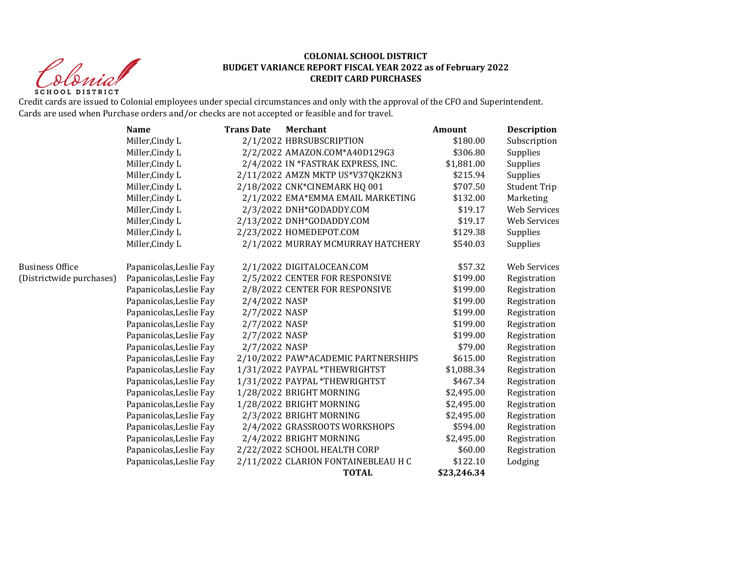**COLONIAL SCHOOL DISTRICT**
**BUDGET VARIANCE REPORT FISCAL YEAR 2022 as of February 2022**
**CREDIT CARD PURCHASES**

Credit cards are issued to Colonial employees under special circumstances and only with the approval of the CFO and Superintendent.
Cards are used when Purchase orders and/or checks are not accepted or feasible and for travel.

| | Name | Trans Date | Merchant | Amount | Description |
|---|---|---|---|---|---|
| | Miller,Cindy L | 2/1/2022 | HBRSUBSCRIPTION | $180.00 | Subscription |
| | Miller,Cindy L | 2/2/2022 | AMAZON.COM*A40D129G3 | $306.80 | Supplies |
| | Miller,Cindy L | 2/4/2022 | IN *FASTRAK EXPRESS, INC. | $1,881.00 | Supplies |
| | Miller,Cindy L | 2/11/2022 | AMZN MKTP US*V37QK2KN3 | $215.94 | Supplies |
| | Miller,Cindy L | 2/18/2022 | CNK*CINEMARK HQ 001 | $707.50 | Student Trip |
| | Miller,Cindy L | 2/1/2022 | EMA*EMMA EMAIL MARKETING | $132.00 | Marketing |
| | Miller,Cindy L | 2/3/2022 | DNH*GODADDY.COM | $19.17 | Web Services |
| | Miller,Cindy L | 2/13/2022 | DNH*GODADDY.COM | $19.17 | Web Services |
| | Miller,Cindy L | 2/23/2022 | HOMEDEPOT.COM | $129.38 | Supplies |
| | Miller,Cindy L | 2/1/2022 | MURRAY MCMURRAY HATCHERY | $540.03 | Supplies |
| Business Office | Papanicolas,Leslie Fay | 2/1/2022 | DIGITALOCEAN.COM | $57.32 | Web Services |
| (Districtwide purchases) | Papanicolas,Leslie Fay | 2/5/2022 | CENTER FOR RESPONSIVE | $199.00 | Registration |
| | Papanicolas,Leslie Fay | 2/8/2022 | CENTER FOR RESPONSIVE | $199.00 | Registration |
| | Papanicolas,Leslie Fay | 2/4/2022 | NASP | $199.00 | Registration |
| | Papanicolas,Leslie Fay | 2/7/2022 | NASP | $199.00 | Registration |
| | Papanicolas,Leslie Fay | 2/7/2022 | NASP | $199.00 | Registration |
| | Papanicolas,Leslie Fay | 2/7/2022 | NASP | $199.00 | Registration |
| | Papanicolas,Leslie Fay | 2/7/2022 | NASP | $79.00 | Registration |
| | Papanicolas,Leslie Fay | 2/10/2022 | PAW*ACADEMIC PARTNERSHIPS | $615.00 | Registration |
| | Papanicolas,Leslie Fay | 1/31/2022 | PAYPAL *THEWRIGHTST | $1,088.34 | Registration |
| | Papanicolas,Leslie Fay | 1/31/2022 | PAYPAL *THEWRIGHTST | $467.34 | Registration |
| | Papanicolas,Leslie Fay | 1/28/2022 | BRIGHT MORNING | $2,495.00 | Registration |
| | Papanicolas,Leslie Fay | 1/28/2022 | BRIGHT MORNING | $2,495.00 | Registration |
| | Papanicolas,Leslie Fay | 2/3/2022 | BRIGHT MORNING | $2,495.00 | Registration |
| | Papanicolas,Leslie Fay | 2/4/2022 | GRASSROOTS WORKSHOPS | $594.00 | Registration |
| | Papanicolas,Leslie Fay | 2/4/2022 | BRIGHT MORNING | $2,495.00 | Registration |
| | Papanicolas,Leslie Fay | 2/22/2022 | SCHOOL HEALTH CORP | $60.00 | Registration |
| | Papanicolas,Leslie Fay | 2/11/2022 | CLARION FONTAINEBLEAU H C | $122.10 | Lodging |
| | | | **TOTAL** | **$23,246.34** | |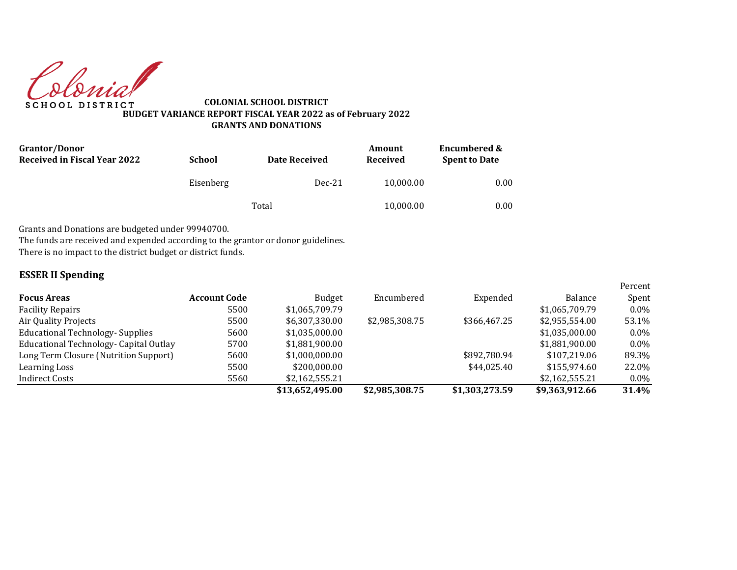Colonial
SCHOOL DISTRICT

**COLONIAL SCHOOL DISTRICT**
**BUDGET VARIANCE REPORT FISCAL YEAR 2022 as of February 2022**
**GRANTS AND DONATIONS**

| Grantor/Donor Received in Fiscal Year 2022 | School | Date Received | Amount Received | Encumbered & Spent to Date |
|---|---|---|---|---|
| | Eisenberg | Dec-21 | 10,000.00 | 0.00 |
| | | Total | 10,000.00 | 0.00 |

Grants and Donations are budgeted under 99940700.
The funds are received and expended according to the grantor or donor guidelines.
There is no impact to the district budget or district funds.

### ESSER II Spending

| Focus Areas | Account Code | Budget | Encumbered | Expended | Balance | Percent Spent |
|---|---|---|---|---|---|---|
| Facility Repairs | 5500 | $1,065,709.79 | | | $1,065,709.79 | 0.0% |
| Air Quality Projects | 5500 | $6,307,330.00 | $2,985,308.75 | $366,467.25 | $2,955,554.00 | 53.1% |
| Educational Technology- Supplies | 5600 | $1,035,000.00 | | | $1,035,000.00 | 0.0% |
| Educational Technology- Capital Outlay | 5700 | $1,881,900.00 | | | $1,881,900.00 | 0.0% |
| Long Term Closure (Nutrition Support) | 5600 | $1,000,000.00 | | $892,780.94 | $107,219.06 | 89.3% |
| Learning Loss | 5500 | $200,000.00 | | $44,025.40 | $155,974.60 | 22.0% |
| Indirect Costs | 5560 | $2,162,555.21 | | | $2,162,555.21 | 0.0% |
| | | **$13,652,495.00** | **$2,985,308.75** | **$1,303,273.59** | **$9,363,912.66** | **31.4%** |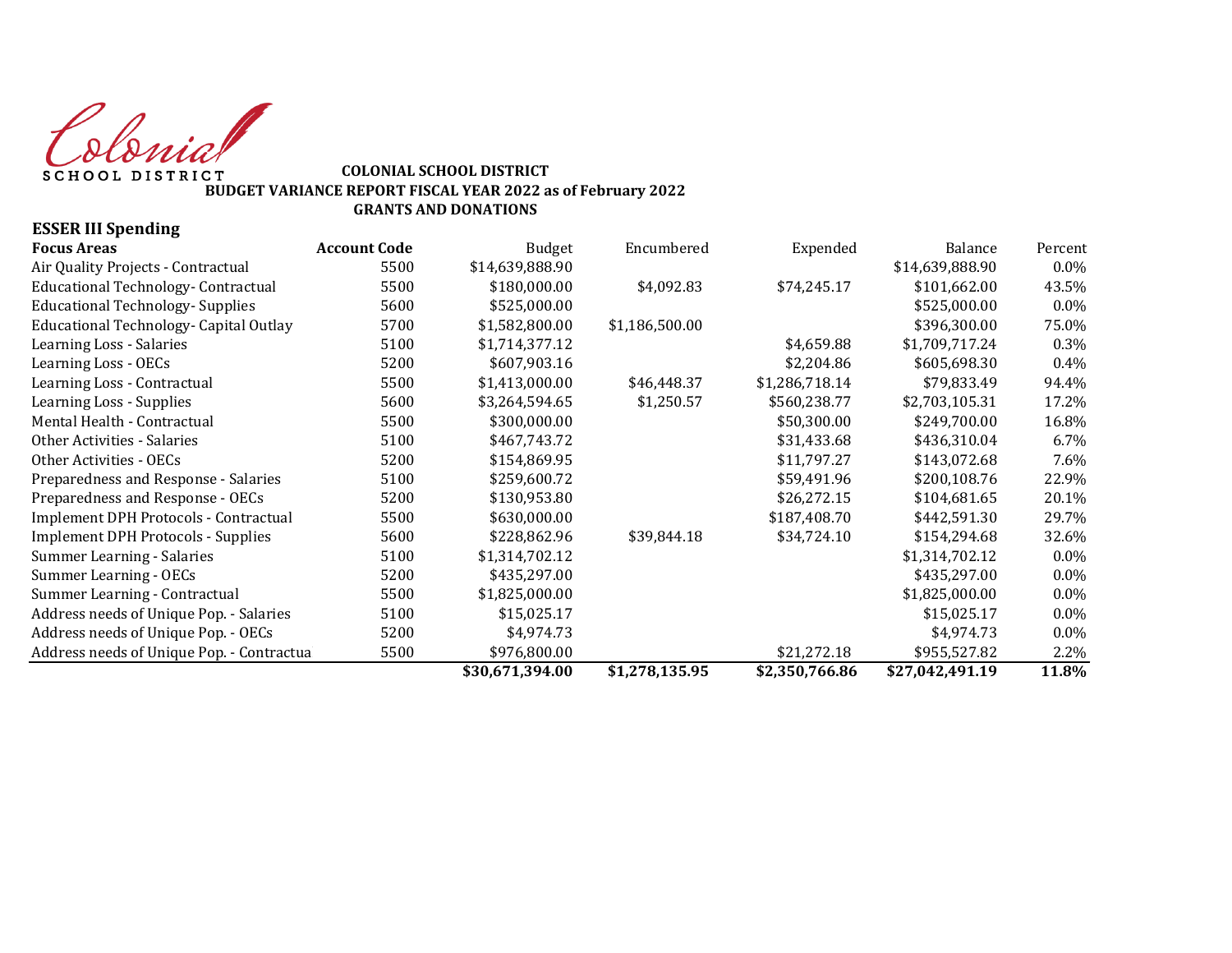Colonial SCHOOL DISTRICT

**COLONIAL SCHOOL DISTRICT**
**BUDGET VARIANCE REPORT FISCAL YEAR 2022 as of February 2022**
**GRANTS AND DONATIONS**

### ESSER III Spending

| Focus Areas | Account Code | Budget | Encumbered | Expended | Balance | Percent |
|---|---|---|---|---|---|---|
| Air Quality Projects - Contractual | 5500 | $14,639,888.90 | | | $14,639,888.90 | 0.0% |
| Educational Technology- Contractual | 5500 | $180,000.00 | $4,092.83 | $74,245.17 | $101,662.00 | 43.5% |
| Educational Technology- Supplies | 5600 | $525,000.00 | | | $525,000.00 | 0.0% |
| Educational Technology- Capital Outlay | 5700 | $1,582,800.00 | $1,186,500.00 | | $396,300.00 | 75.0% |
| Learning Loss - Salaries | 5100 | $1,714,377.12 | | $4,659.88 | $1,709,717.24 | 0.3% |
| Learning Loss - OECs | 5200 | $607,903.16 | | $2,204.86 | $605,698.30 | 0.4% |
| Learning Loss - Contractual | 5500 | $1,413,000.00 | $46,448.37 | $1,286,718.14 | $79,833.49 | 94.4% |
| Learning Loss - Supplies | 5600 | $3,264,594.65 | $1,250.57 | $560,238.77 | $2,703,105.31 | 17.2% |
| Mental Health - Contractual | 5500 | $300,000.00 | | $50,300.00 | $249,700.00 | 16.8% |
| Other Activities - Salaries | 5100 | $467,743.72 | | $31,433.68 | $436,310.04 | 6.7% |
| Other Activities - OECs | 5200 | $154,869.95 | | $11,797.27 | $143,072.68 | 7.6% |
| Preparedness and Response - Salaries | 5100 | $259,600.72 | | $59,491.96 | $200,108.76 | 22.9% |
| Preparedness and Response - OECs | 5200 | $130,953.80 | | $26,272.15 | $104,681.65 | 20.1% |
| Implement DPH Protocols - Contractual | 5500 | $630,000.00 | | $187,408.70 | $442,591.30 | 29.7% |
| Implement DPH Protocols - Supplies | 5600 | $228,862.96 | $39,844.18 | $34,724.10 | $154,294.68 | 32.6% |
| Summer Learning - Salaries | 5100 | $1,314,702.12 | | | $1,314,702.12 | 0.0% |
| Summer Learning - OECs | 5200 | $435,297.00 | | | $435,297.00 | 0.0% |
| Summer Learning - Contractual | 5500 | $1,825,000.00 | | | $1,825,000.00 | 0.0% |
| Address needs of Unique Pop. - Salaries | 5100 | $15,025.17 | | | $15,025.17 | 0.0% |
| Address needs of Unique Pop. - OECs | 5200 | $4,974.73 | | | $4,974.73 | 0.0% |
| Address needs of Unique Pop. - Contractua | 5500 | $976,800.00 | | $21,272.18 | $955,527.82 | 2.2% |
| | | **$30,671,394.00** | **$1,278,135.95** | **$2,350,766.86** | **$27,042,491.19** | **11.8%** |